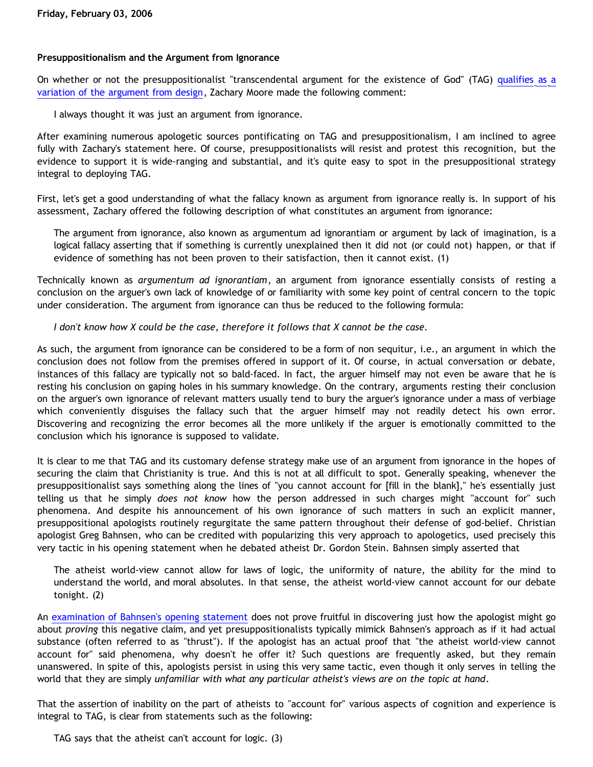**Friday, February 03, 2006**

## Presuppositionalism and the Argument from Ignorance

On whether or not the presuppositionalist "transcendental argument for the existence of God" (TAG) qualifies as a variation of the argument from design, Zachary Moore made the following comment:

> I always thought it was just an argument from ignorance.

After examining numerous apologetic sources pontificating on TAG and presuppositionalism, I am inclined to agree fully with Zachary's statement here. Of course, presuppositionalists will resist and protest this recognition, but the evidence to support it is wide-ranging and substantial, and it's quite easy to spot in the presuppositional strategy integral to deploying TAG.

First, let's get a good understanding of what the fallacy known as argument from ignorance really is. In support of his assessment, Zachary offered the following description of what constitutes an argument from ignorance:

> The argument from ignorance, also known as argumentum ad ignorantiam or argument by lack of imagination, is a logical fallacy asserting that if something is currently unexplained then it did not (or could not) happen, or that if evidence of something has not been proven to their satisfaction, then it cannot exist. (1)

Technically known as *argumentum ad ignorantiam*, an argument from ignorance essentially consists of resting a conclusion on the arguer's own lack of knowledge of or familiarity with some key point of central concern to the topic under consideration. The argument from ignorance can thus be reduced to the following formula:

> *I don't know how X could be the case, therefore it follows that X cannot be the case.*

As such, the argument from ignorance can be considered to be a form of non sequitur, i.e., an argument in which the conclusion does not follow from the premises offered in support of it. Of course, in actual conversation or debate, instances of this fallacy are typically not so bald-faced. In fact, the arguer himself may not even be aware that he is resting his conclusion on gaping holes in his summary knowledge. On the contrary, arguments resting their conclusion on the arguer's own ignorance of relevant matters usually tend to bury the arguer's ignorance under a mass of verbiage which conveniently disguises the fallacy such that the arguer himself may not readily detect his own error. Discovering and recognizing the error becomes all the more unlikely if the arguer is emotionally committed to the conclusion which his ignorance is supposed to validate.

It is clear to me that TAG and its customary defense strategy make use of an argument from ignorance in the hopes of securing the claim that Christianity is true. And this is not at all difficult to spot. Generally speaking, whenever the presuppositionalist says something along the lines of "you cannot account for [fill in the blank]," he's essentially just telling us that he simply *does not know* how the person addressed in such charges might "account for" such phenomena. And despite his announcement of his own ignorance of such matters in such an explicit manner, presuppositional apologists routinely regurgitate the same pattern throughout their defense of god-belief. Christian apologist Greg Bahnsen, who can be credited with popularizing this very approach to apologetics, used precisely this very tactic in his opening statement when he debated atheist Dr. Gordon Stein. Bahnsen simply asserted that

> The atheist world-view cannot allow for laws of logic, the uniformity of nature, the ability for the mind to understand the world, and moral absolutes. In that sense, the atheist world-view cannot account for our debate tonight. (2)

An examination of Bahnsen's opening statement does not prove fruitful in discovering just how the apologist might go about *proving* this negative claim, and yet presuppositionalists typically mimick Bahnsen's approach as if it had actual substance (often referred to as "thrust"). If the apologist has an actual proof that "the atheist world-view cannot account for" said phenomena, why doesn't he offer it? Such questions are frequently asked, but they remain unanswered. In spite of this, apologists persist in using this very same tactic, even though it only serves in telling the world that they are simply *unfamiliar with what any particular atheist's views are on the topic at hand*.

That the assertion of inability on the part of atheists to "account for" various aspects of cognition and experience is integral to TAG, is clear from statements such as the following:

> TAG says that the atheist can't account for logic. (3)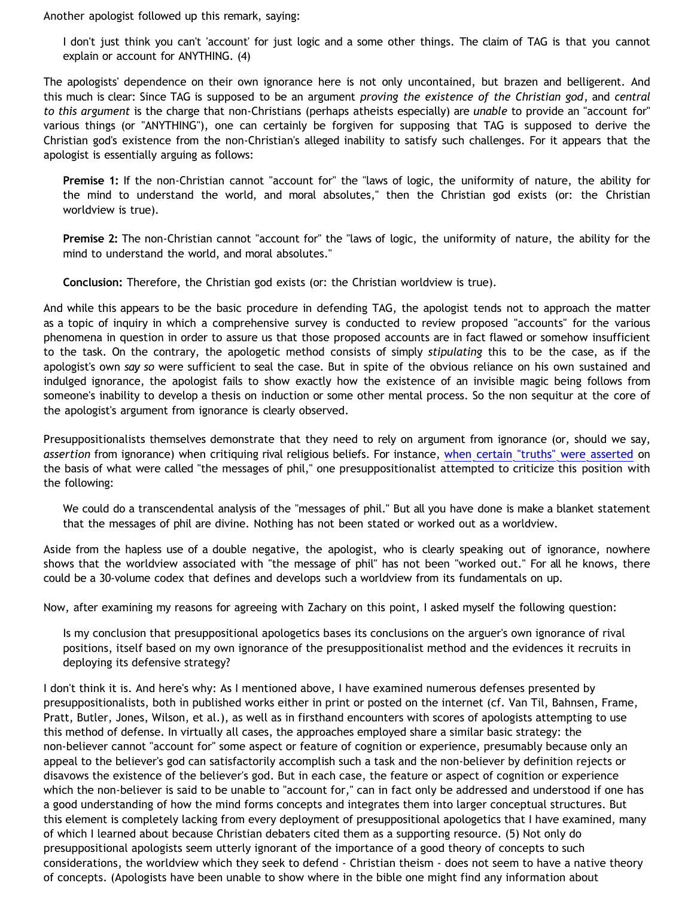Another apologist followed up this remark, saying:

> I don't just think you can't 'account' for just logic and a some other things. The claim of TAG is that you cannot explain or account for ANYTHING. (4)

The apologists' dependence on their own ignorance here is not only uncontained, but brazen and belligerent. And this much is clear: Since TAG is supposed to be an argument *proving the existence of the Christian god*, and *central to this argument* is the charge that non-Christians (perhaps atheists especially) are *unable* to provide an "account for" various things (or "ANYTHING"), one can certainly be forgiven for supposing that TAG is supposed to derive the Christian god's existence from the non-Christian's alleged inability to satisfy such challenges. For it appears that the apologist is essentially arguing as follows:

> **Premise 1:** If the non-Christian cannot "account for" the "laws of logic, the uniformity of nature, the ability for the mind to understand the world, and moral absolutes," then the Christian god exists (or: the Christian worldview is true).
>
> **Premise 2:** The non-Christian cannot "account for" the "laws of logic, the uniformity of nature, the ability for the mind to understand the world, and moral absolutes."
>
> **Conclusion:** Therefore, the Christian god exists (or: the Christian worldview is true).

And while this appears to be the basic procedure in defending TAG, the apologist tends not to approach the matter as a topic of inquiry in which a comprehensive survey is conducted to review proposed "accounts" for the various phenomena in question in order to assure us that those proposed accounts are in fact flawed or somehow insufficient to the task. On the contrary, the apologetic method consists of simply *stipulating* this to be the case, as if the apologist's own *say so* were sufficient to seal the case. But in spite of the obvious reliance on his own sustained and indulged ignorance, the apologist fails to show exactly how the existence of an invisible magic being follows from someone's inability to develop a thesis on induction or some other mental process. So the non sequitur at the core of the apologist's argument from ignorance is clearly observed.

Presuppositionalists themselves demonstrate that they need to rely on argument from ignorance (or, should we say, *assertion* from ignorance) when critiquing rival religious beliefs. For instance, when certain "truths" were asserted on the basis of what were called "the messages of phil," one presuppositionalist attempted to criticize this position with the following:

> We could do a transcendental analysis of the "messages of phil." But all you have done is make a blanket statement that the messages of phil are divine. Nothing has not been stated or worked out as a worldview.

Aside from the hapless use of a double negative, the apologist, who is clearly speaking out of ignorance, nowhere shows that the worldview associated with "the message of phil" has not been "worked out." For all he knows, there could be a 30-volume codex that defines and develops such a worldview from its fundamentals on up.

Now, after examining my reasons for agreeing with Zachary on this point, I asked myself the following question:

> Is my conclusion that presuppositional apologetics bases its conclusions on the arguer's own ignorance of rival positions, itself based on my own ignorance of the presuppositionalist method and the evidences it recruits in deploying its defensive strategy?

I don't think it is. And here's why: As I mentioned above, I have examined numerous defenses presented by presuppositionalists, both in published works either in print or posted on the internet (cf. Van Til, Bahnsen, Frame, Pratt, Butler, Jones, Wilson, et al.), as well as in firsthand encounters with scores of apologists attempting to use this method of defense. In virtually all cases, the approaches employed share a similar basic strategy: the non-believer cannot "account for" some aspect or feature of cognition or experience, presumably because only an appeal to the believer's god can satisfactorily accomplish such a task and the non-believer by definition rejects or disavows the existence of the believer's god. But in each case, the feature or aspect of cognition or experience which the non-believer is said to be unable to "account for," can in fact only be addressed and understood if one has a good understanding of how the mind forms concepts and integrates them into larger conceptual structures. But this element is completely lacking from every deployment of presuppositional apologetics that I have examined, many of which I learned about because Christian debaters cited them as a supporting resource. (5) Not only do presuppositional apologists seem utterly ignorant of the importance of a good theory of concepts to such considerations, the worldview which they seek to defend - Christian theism - does not seem to have a native theory of concepts. (Apologists have been unable to show where in the bible one might find any information about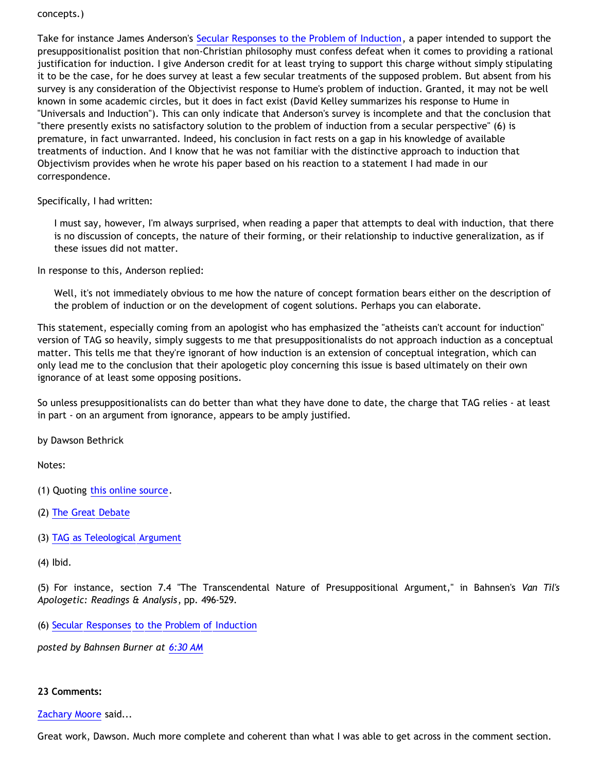concepts.)

Take for instance James Anderson's Secular Responses to the Problem of Induction, a paper intended to support the presuppositionalist position that non-Christian philosophy must confess defeat when it comes to providing a rational justification for induction. I give Anderson credit for at least trying to support this charge without simply stipulating it to be the case, for he does survey at least a few secular treatments of the supposed problem. But absent from his survey is any consideration of the Objectivist response to Hume's problem of induction. Granted, it may not be well known in some academic circles, but it does in fact exist (David Kelley summarizes his response to Hume in "Universals and Induction"). This can only indicate that Anderson's survey is incomplete and that the conclusion that "there presently exists no satisfactory solution to the problem of induction from a secular perspective" (6) is premature, in fact unwarranted. Indeed, his conclusion in fact rests on a gap in his knowledge of available treatments of induction. And I know that he was not familiar with the distinctive approach to induction that Objectivism provides when he wrote his paper based on his reaction to a statement I had made in our correspondence.

Specifically, I had written:

> I must say, however, I'm always surprised, when reading a paper that attempts to deal with induction, that there is no discussion of concepts, the nature of their forming, or their relationship to inductive generalization, as if these issues did not matter.

In response to this, Anderson replied:

> Well, it's not immediately obvious to me how the nature of concept formation bears either on the description of the problem of induction or on the development of cogent solutions. Perhaps you can elaborate.

This statement, especially coming from an apologist who has emphasized the "atheists can't account for induction" version of TAG so heavily, simply suggests to me that presuppositionalists do not approach induction as a conceptual matter. This tells me that they're ignorant of how induction is an extension of conceptual integration, which can only lead me to the conclusion that their apologetic ploy concerning this issue is based ultimately on their own ignorance of at least some opposing positions.

So unless presuppositionalists can do better than what they have done to date, the charge that TAG relies - at least in part - on an argument from ignorance, appears to be amply justified.

by Dawson Bethrick

Notes:

(1) Quoting this online source.

(2) The Great Debate

(3) TAG as Teleological Argument

(4) Ibid.

(5) For instance, section 7.4 "The Transcendental Nature of Presuppositional Argument," in Bahnsen's *Van Til's Apologetic: Readings & Analysis*, pp. 496-529.

(6) Secular Responses to the Problem of Induction

*posted by Bahnsen Burner at 6:30 AM*

**23 Comments:**

Zachary Moore said...

Great work, Dawson. Much more complete and coherent than what I was able to get across in the comment section.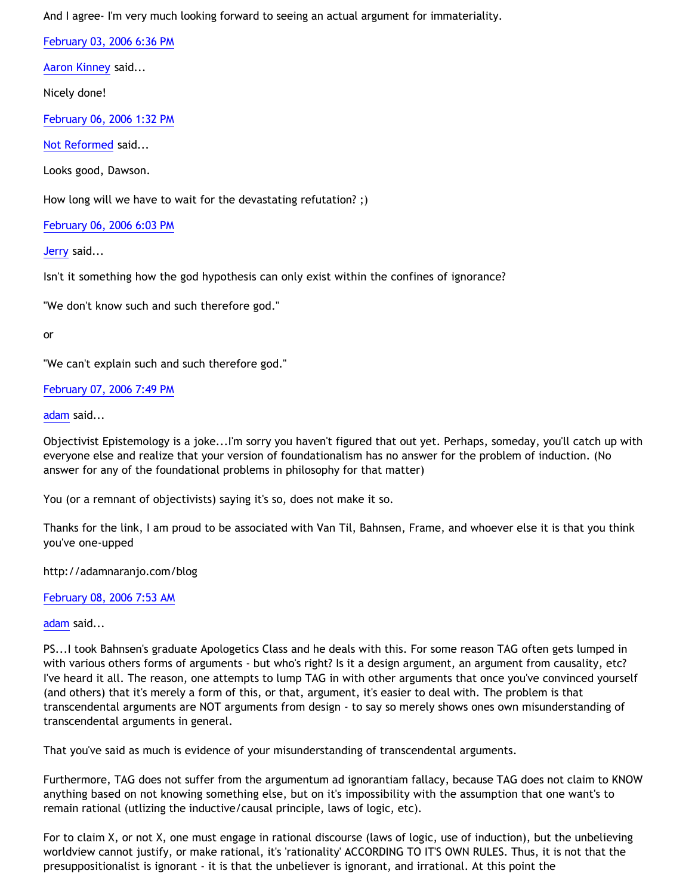And I agree- I'm very much looking forward to seeing an actual argument for immateriality.

February 03, 2006 6:36 PM

Aaron Kinney said...

Nicely done!

February 06, 2006 1:32 PM

Not Reformed said...

Looks good, Dawson.

How long will we have to wait for the devastating refutation? ;)

February 06, 2006 6:03 PM

Jerry said...

Isn't it something how the god hypothesis can only exist within the confines of ignorance?

"We don't know such and such therefore god."

or

"We can't explain such and such therefore god."

February 07, 2006 7:49 PM

adam said...

Objectivist Epistemology is a joke...I'm sorry you haven't figured that out yet. Perhaps, someday, you'll catch up with everyone else and realize that your version of foundationalism has no answer for the problem of induction. (No answer for any of the foundational problems in philosophy for that matter)

You (or a remnant of objectivists) saying it's so, does not make it so.

Thanks for the link, I am proud to be associated with Van Til, Bahnsen, Frame, and whoever else it is that you think you've one-upped

http://adamnaranjo.com/blog

February 08, 2006 7:53 AM

adam said...

PS...I took Bahnsen's graduate Apologetics Class and he deals with this. For some reason TAG often gets lumped in with various others forms of arguments - but who's right? Is it a design argument, an argument from causality, etc? I've heard it all. The reason, one attempts to lump TAG in with other arguments that once you've convinced yourself (and others) that it's merely a form of this, or that, argument, it's easier to deal with. The problem is that transcendental arguments are NOT arguments from design - to say so merely shows ones own misunderstanding of transcendental arguments in general.

That you've said as much is evidence of your misunderstanding of transcendental arguments.

Furthermore, TAG does not suffer from the argumentum ad ignorantiam fallacy, because TAG does not claim to KNOW anything based on not knowing something else, but on it's impossibility with the assumption that one want's to remain rational (utlizing the inductive/causal principle, laws of logic, etc).

For to claim X, or not X, one must engage in rational discourse (laws of logic, use of induction), but the unbelieving worldview cannot justify, or make rational, it's 'rationality' ACCORDING TO IT'S OWN RULES. Thus, it is not that the presuppositionalist is ignorant - it is that the unbeliever is ignorant, and irrational. At this point the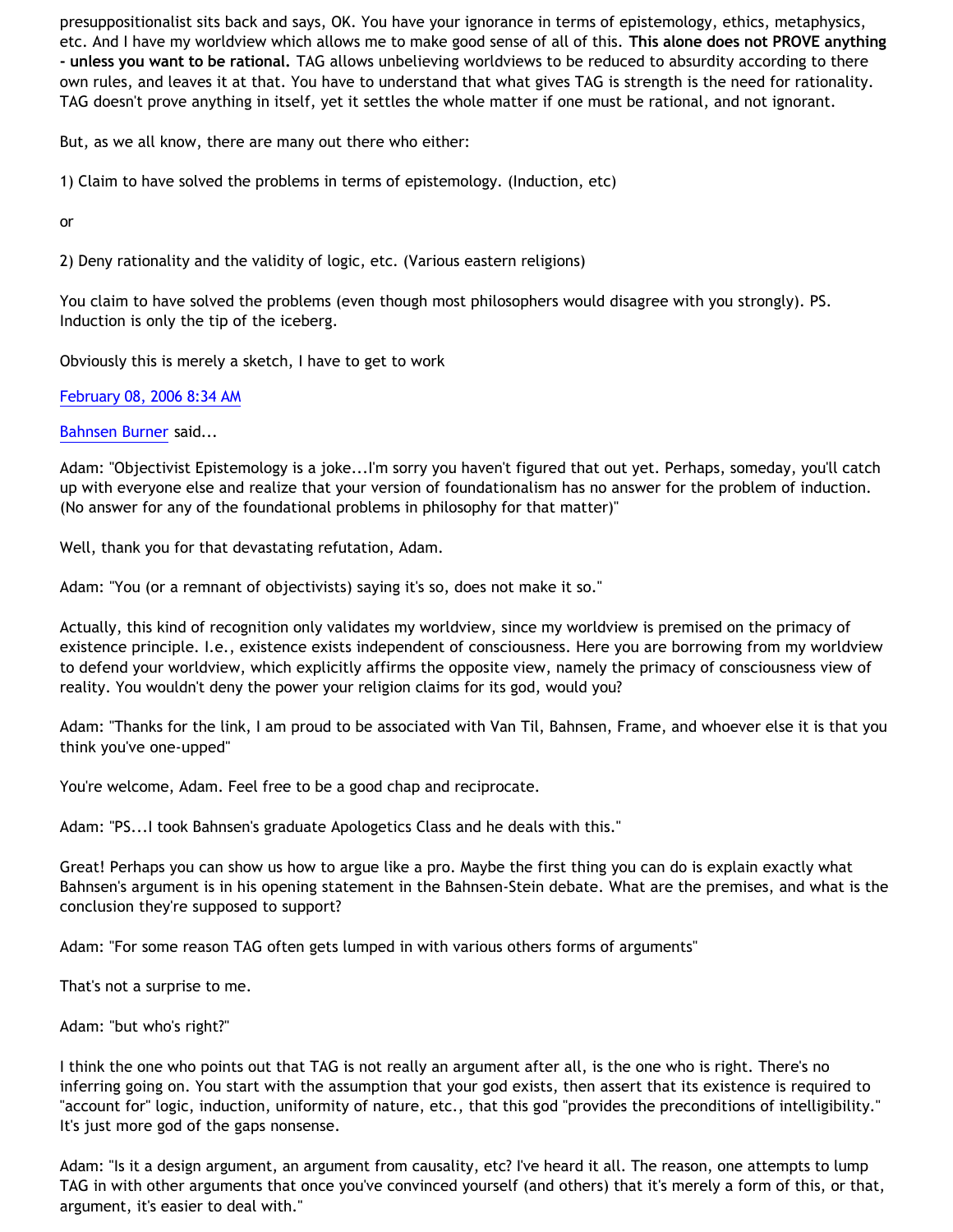presuppositionalist sits back and says, OK. You have your ignorance in terms of epistemology, ethics, metaphysics, etc. And I have my worldview which allows me to make good sense of all of this. **This alone does not PROVE anything - unless you want to be rational.** TAG allows unbelieving worldviews to be reduced to absurdity according to there own rules, and leaves it at that. You have to understand that what gives TAG is strength is the need for rationality. TAG doesn't prove anything in itself, yet it settles the whole matter if one must be rational, and not ignorant.

But, as we all know, there are many out there who either:

1) Claim to have solved the problems in terms of epistemology. (Induction, etc)

or

2) Deny rationality and the validity of logic, etc. (Various eastern religions)

You claim to have solved the problems (even though most philosophers would disagree with you strongly). PS. Induction is only the tip of the iceberg.

Obviously this is merely a sketch, I have to get to work

February 08, 2006 8:34 AM

Bahnsen Burner said...

Adam: "Objectivist Epistemology is a joke...I'm sorry you haven't figured that out yet. Perhaps, someday, you'll catch up with everyone else and realize that your version of foundationalism has no answer for the problem of induction. (No answer for any of the foundational problems in philosophy for that matter)"

Well, thank you for that devastating refutation, Adam.

Adam: "You (or a remnant of objectivists) saying it's so, does not make it so."

Actually, this kind of recognition only validates my worldview, since my worldview is premised on the primacy of existence principle. I.e., existence exists independent of consciousness. Here you are borrowing from my worldview to defend your worldview, which explicitly affirms the opposite view, namely the primacy of consciousness view of reality. You wouldn't deny the power your religion claims for its god, would you?

Adam: "Thanks for the link, I am proud to be associated with Van Til, Bahnsen, Frame, and whoever else it is that you think you've one-upped"

You're welcome, Adam. Feel free to be a good chap and reciprocate.

Adam: "PS...I took Bahnsen's graduate Apologetics Class and he deals with this."

Great! Perhaps you can show us how to argue like a pro. Maybe the first thing you can do is explain exactly what Bahnsen's argument is in his opening statement in the Bahnsen-Stein debate. What are the premises, and what is the conclusion they're supposed to support?

Adam: "For some reason TAG often gets lumped in with various others forms of arguments"

That's not a surprise to me.

Adam: "but who's right?"

I think the one who points out that TAG is not really an argument after all, is the one who is right. There's no inferring going on. You start with the assumption that your god exists, then assert that its existence is required to "account for" logic, induction, uniformity of nature, etc., that this god "provides the preconditions of intelligibility." It's just more god of the gaps nonsense.

Adam: "Is it a design argument, an argument from causality, etc? I've heard it all. The reason, one attempts to lump TAG in with other arguments that once you've convinced yourself (and others) that it's merely a form of this, or that, argument, it's easier to deal with."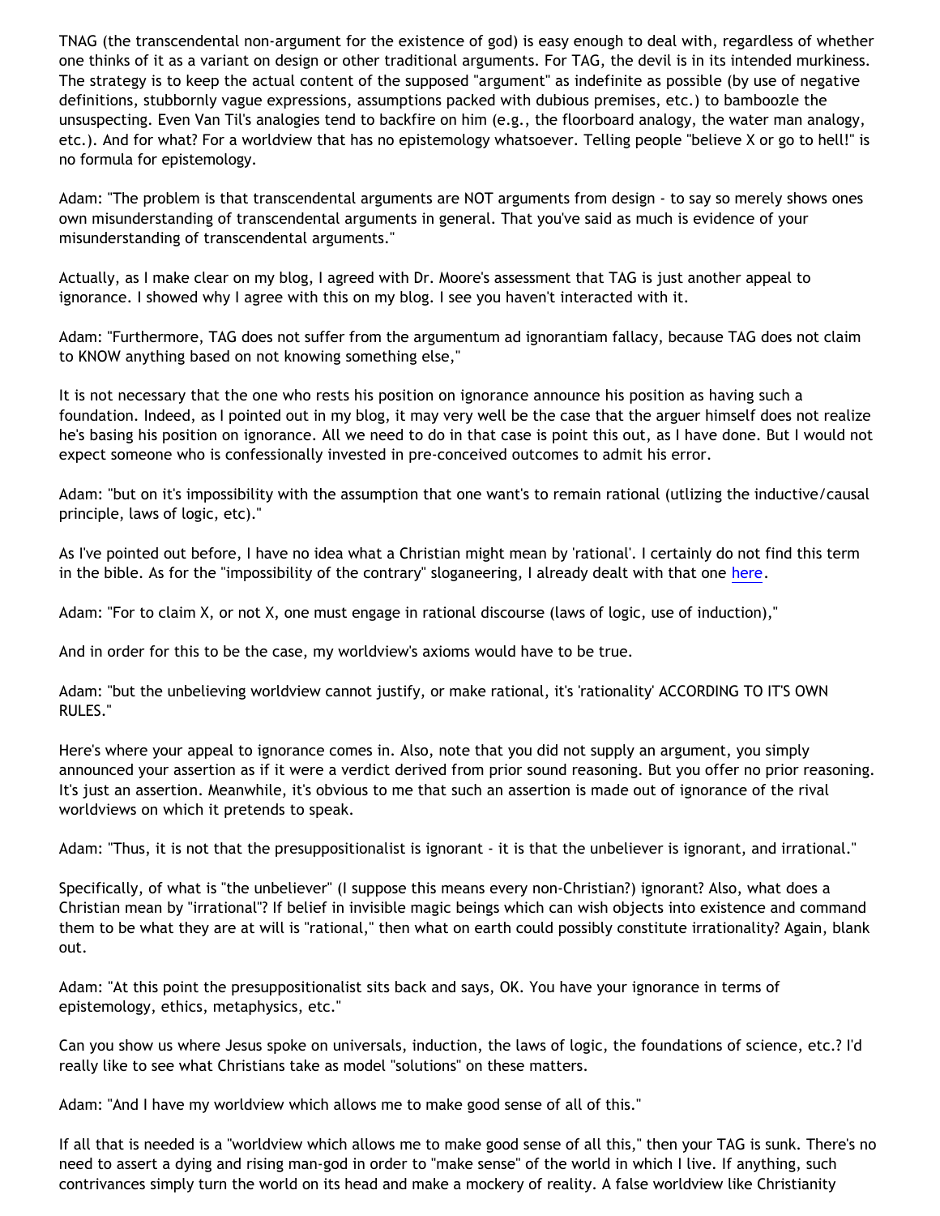TNAG (the transcendental non-argument for the existence of god) is easy enough to deal with, regardless of whether one thinks of it as a variant on design or other traditional arguments. For TAG, the devil is in its intended murkiness. The strategy is to keep the actual content of the supposed "argument" as indefinite as possible (by use of negative definitions, stubbornly vague expressions, assumptions packed with dubious premises, etc.) to bamboozle the unsuspecting. Even Van Til's analogies tend to backfire on him (e.g., the floorboard analogy, the water man analogy, etc.). And for what? For a worldview that has no epistemology whatsoever. Telling people "believe X or go to hell!" is no formula for epistemology.

Adam: "The problem is that transcendental arguments are NOT arguments from design - to say so merely shows ones own misunderstanding of transcendental arguments in general. That you've said as much is evidence of your misunderstanding of transcendental arguments."

Actually, as I make clear on my blog, I agreed with Dr. Moore's assessment that TAG is just another appeal to ignorance. I showed why I agree with this on my blog. I see you haven't interacted with it.

Adam: "Furthermore, TAG does not suffer from the argumentum ad ignorantiam fallacy, because TAG does not claim to KNOW anything based on not knowing something else,"

It is not necessary that the one who rests his position on ignorance announce his position as having such a foundation. Indeed, as I pointed out in my blog, it may very well be the case that the arguer himself does not realize he's basing his position on ignorance. All we need to do in that case is point this out, as I have done. But I would not expect someone who is confessionally invested in pre-conceived outcomes to admit his error.

Adam: "but on it's impossibility with the assumption that one want's to remain rational (utlizing the inductive/causal principle, laws of logic, etc)."

As I've pointed out before, I have no idea what a Christian might mean by 'rational'. I certainly do not find this term in the bible. As for the "impossibility of the contrary" sloganeering, I already dealt with that one here.

Adam: "For to claim X, or not X, one must engage in rational discourse (laws of logic, use of induction),"

And in order for this to be the case, my worldview's axioms would have to be true.

Adam: "but the unbelieving worldview cannot justify, or make rational, it's 'rationality' ACCORDING TO IT'S OWN RULES."

Here's where your appeal to ignorance comes in. Also, note that you did not supply an argument, you simply announced your assertion as if it were a verdict derived from prior sound reasoning. But you offer no prior reasoning. It's just an assertion. Meanwhile, it's obvious to me that such an assertion is made out of ignorance of the rival worldviews on which it pretends to speak.

Adam: "Thus, it is not that the presuppositionalist is ignorant - it is that the unbeliever is ignorant, and irrational."

Specifically, of what is "the unbeliever" (I suppose this means every non-Christian?) ignorant? Also, what does a Christian mean by "irrational"? If belief in invisible magic beings which can wish objects into existence and command them to be what they are at will is "rational," then what on earth could possibly constitute irrationality? Again, blank out.

Adam: "At this point the presuppositionalist sits back and says, OK. You have your ignorance in terms of epistemology, ethics, metaphysics, etc."

Can you show us where Jesus spoke on universals, induction, the laws of logic, the foundations of science, etc.? I'd really like to see what Christians take as model "solutions" on these matters.

Adam: "And I have my worldview which allows me to make good sense of all of this."

If all that is needed is a "worldview which allows me to make good sense of all this," then your TAG is sunk. There's no need to assert a dying and rising man-god in order to "make sense" of the world in which I live. If anything, such contrivances simply turn the world on its head and make a mockery of reality. A false worldview like Christianity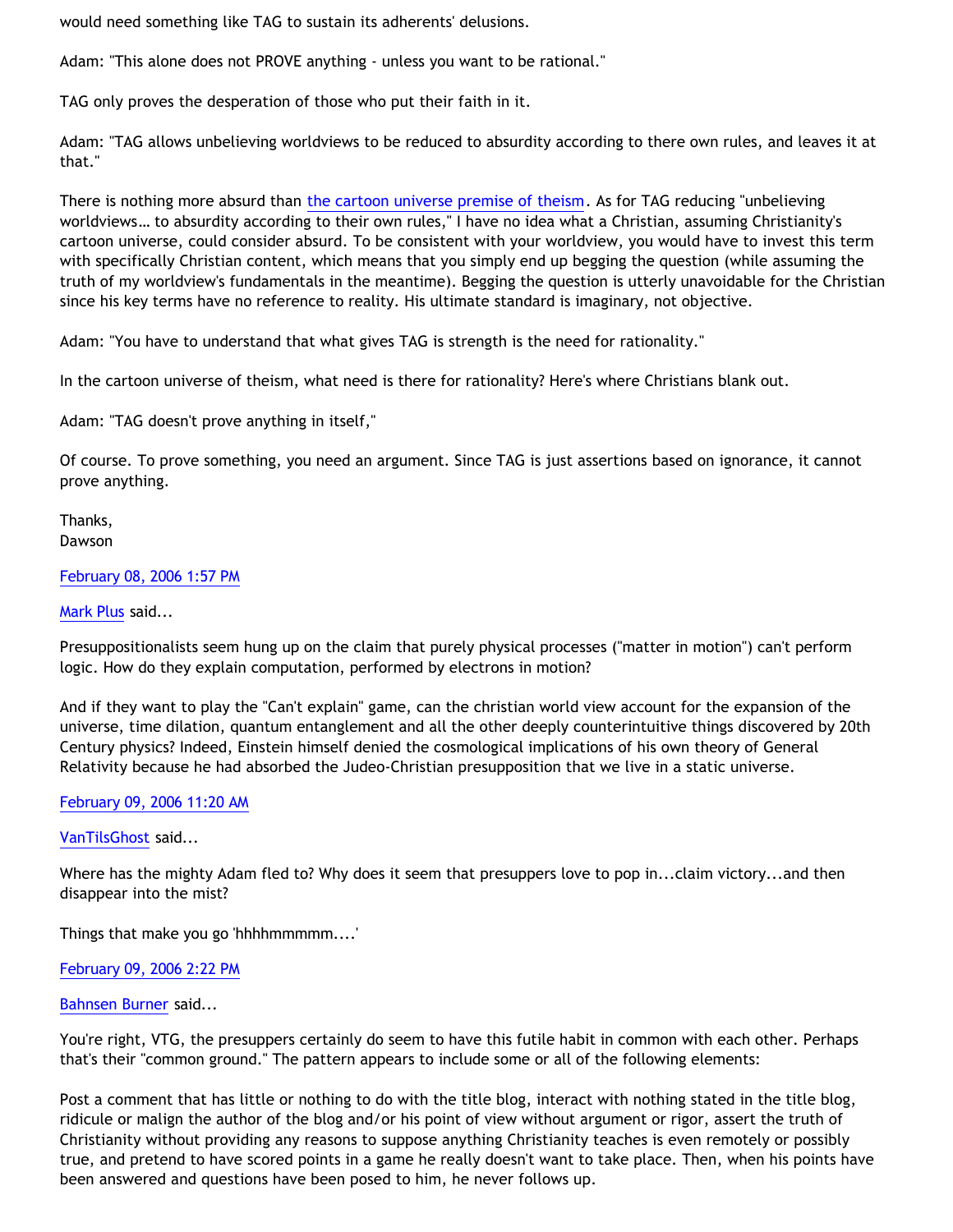would need something like TAG to sustain its adherents' delusions.

Adam: "This alone does not PROVE anything - unless you want to be rational."

TAG only proves the desperation of those who put their faith in it.

Adam: "TAG allows unbelieving worldviews to be reduced to absurdity according to there own rules, and leaves it at that."

There is nothing more absurd than the cartoon universe premise of theism. As for TAG reducing "unbelieving worldviews… to absurdity according to their own rules," I have no idea what a Christian, assuming Christianity's cartoon universe, could consider absurd. To be consistent with your worldview, you would have to invest this term with specifically Christian content, which means that you simply end up begging the question (while assuming the truth of my worldview's fundamentals in the meantime). Begging the question is utterly unavoidable for the Christian since his key terms have no reference to reality. His ultimate standard is imaginary, not objective.

Adam: "You have to understand that what gives TAG is strength is the need for rationality."

In the cartoon universe of theism, what need is there for rationality? Here's where Christians blank out.

Adam: "TAG doesn't prove anything in itself,"

Of course. To prove something, you need an argument. Since TAG is just assertions based on ignorance, it cannot prove anything.

Thanks,
Dawson

February 08, 2006 1:57 PM

Mark Plus said...

Presuppositionalists seem hung up on the claim that purely physical processes ("matter in motion") can't perform logic. How do they explain computation, performed by electrons in motion?

And if they want to play the "Can't explain" game, can the christian world view account for the expansion of the universe, time dilation, quantum entanglement and all the other deeply counterintuitive things discovered by 20th Century physics? Indeed, Einstein himself denied the cosmological implications of his own theory of General Relativity because he had absorbed the Judeo-Christian presupposition that we live in a static universe.

February 09, 2006 11:20 AM

VanTilsGhost said...

Where has the mighty Adam fled to? Why does it seem that presuppers love to pop in...claim victory...and then disappear into the mist?

Things that make you go 'hhhhmmmmm....'

February 09, 2006 2:22 PM

Bahnsen Burner said...

You're right, VTG, the presuppers certainly do seem to have this futile habit in common with each other. Perhaps that's their "common ground." The pattern appears to include some or all of the following elements:

Post a comment that has little or nothing to do with the title blog, interact with nothing stated in the title blog, ridicule or malign the author of the blog and/or his point of view without argument or rigor, assert the truth of Christianity without providing any reasons to suppose anything Christianity teaches is even remotely or possibly true, and pretend to have scored points in a game he really doesn't want to take place. Then, when his points have been answered and questions have been posed to him, he never follows up.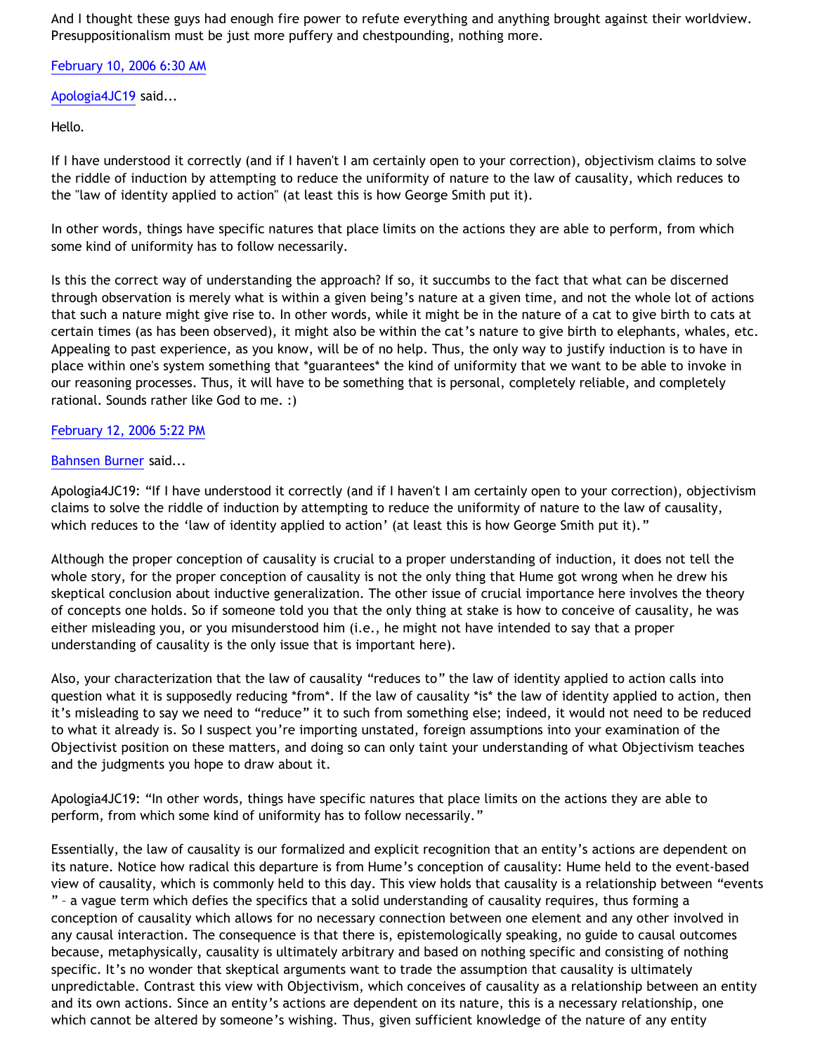And I thought these guys had enough fire power to refute everything and anything brought against their worldview. Presuppositionalism must be just more puffery and chestpounding, nothing more.

February 10, 2006 6:30 AM

Apologia4JC19 said...

Hello.

If I have understood it correctly (and if I haven't I am certainly open to your correction), objectivism claims to solve the riddle of induction by attempting to reduce the uniformity of nature to the law of causality, which reduces to the "law of identity applied to action" (at least this is how George Smith put it).

In other words, things have specific natures that place limits on the actions they are able to perform, from which some kind of uniformity has to follow necessarily.

Is this the correct way of understanding the approach? If so, it succumbs to the fact that what can be discerned through observation is merely what is within a given being's nature at a given time, and not the whole lot of actions that such a nature might give rise to. In other words, while it might be in the nature of a cat to give birth to cats at certain times (as has been observed), it might also be within the cat's nature to give birth to elephants, whales, etc. Appealing to past experience, as you know, will be of no help. Thus, the only way to justify induction is to have in place within one's system something that *guarantees* the kind of uniformity that we want to be able to invoke in our reasoning processes. Thus, it will have to be something that is personal, completely reliable, and completely rational. Sounds rather like God to me. :)

February 12, 2006 5:22 PM

Bahnsen Burner said...

Apologia4JC19: "If I have understood it correctly (and if I haven't I am certainly open to your correction), objectivism claims to solve the riddle of induction by attempting to reduce the uniformity of nature to the law of causality, which reduces to the 'law of identity applied to action' (at least this is how George Smith put it)."

Although the proper conception of causality is crucial to a proper understanding of induction, it does not tell the whole story, for the proper conception of causality is not the only thing that Hume got wrong when he drew his skeptical conclusion about inductive generalization. The other issue of crucial importance here involves the theory of concepts one holds. So if someone told you that the only thing at stake is how to conceive of causality, he was either misleading you, or you misunderstood him (i.e., he might not have intended to say that a proper understanding of causality is the only issue that is important here).

Also, your characterization that the law of causality "reduces to" the law of identity applied to action calls into question what it is supposedly reducing *from*. If the law of causality *is* the law of identity applied to action, then it's misleading to say we need to "reduce" it to such from something else; indeed, it would not need to be reduced to what it already is. So I suspect you're importing unstated, foreign assumptions into your examination of the Objectivist position on these matters, and doing so can only taint your understanding of what Objectivism teaches and the judgments you hope to draw about it.

Apologia4JC19: "In other words, things have specific natures that place limits on the actions they are able to perform, from which some kind of uniformity has to follow necessarily."

Essentially, the law of causality is our formalized and explicit recognition that an entity's actions are dependent on its nature. Notice how radical this departure is from Hume's conception of causality: Hume held to the event-based view of causality, which is commonly held to this day. This view holds that causality is a relationship between "events" – a vague term which defies the specifics that a solid understanding of causality requires, thus forming a conception of causality which allows for no necessary connection between one element and any other involved in any causal interaction. The consequence is that there is, epistemologically speaking, no guide to causal outcomes because, metaphysically, causality is ultimately arbitrary and based on nothing specific and consisting of nothing specific. It's no wonder that skeptical arguments want to trade the assumption that causality is ultimately unpredictable. Contrast this view with Objectivism, which conceives of causality as a relationship between an entity and its own actions. Since an entity's actions are dependent on its nature, this is a necessary relationship, one which cannot be altered by someone's wishing. Thus, given sufficient knowledge of the nature of any entity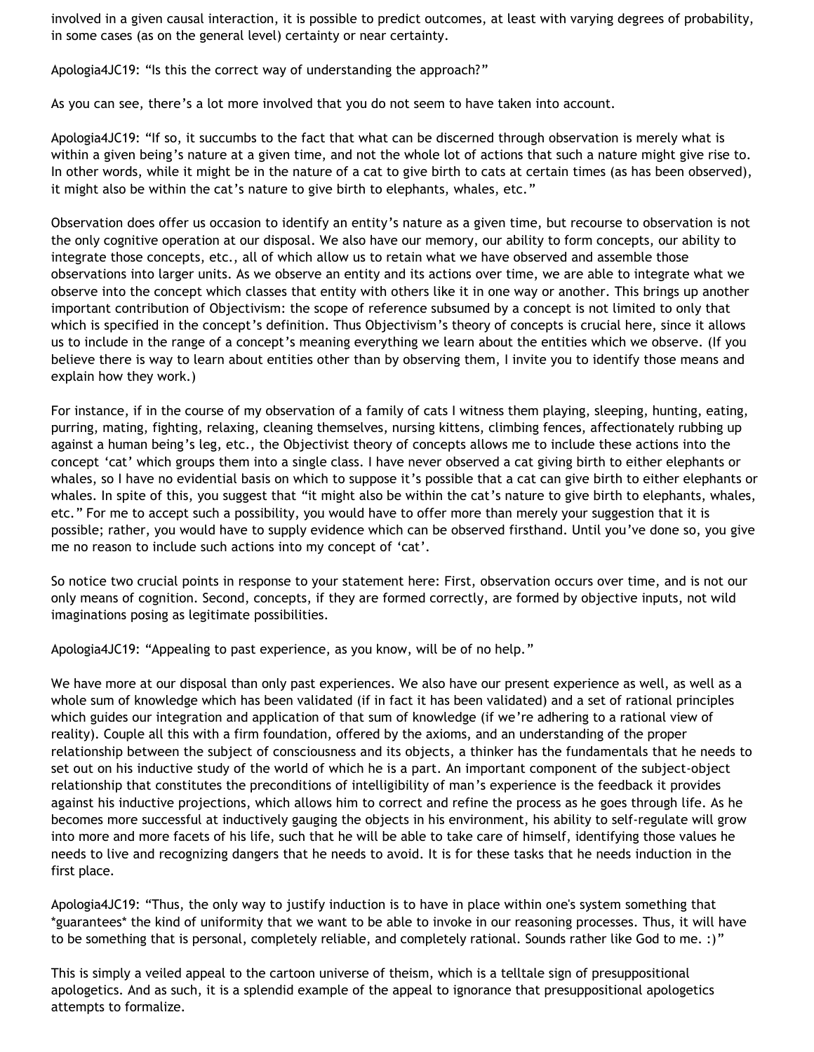involved in a given causal interaction, it is possible to predict outcomes, at least with varying degrees of probability, in some cases (as on the general level) certainty or near certainty.

Apologia4JC19: "Is this the correct way of understanding the approach?"

As you can see, there's a lot more involved that you do not seem to have taken into account.

Apologia4JC19: "If so, it succumbs to the fact that what can be discerned through observation is merely what is within a given being's nature at a given time, and not the whole lot of actions that such a nature might give rise to. In other words, while it might be in the nature of a cat to give birth to cats at certain times (as has been observed), it might also be within the cat's nature to give birth to elephants, whales, etc."

Observation does offer us occasion to identify an entity's nature as a given time, but recourse to observation is not the only cognitive operation at our disposal. We also have our memory, our ability to form concepts, our ability to integrate those concepts, etc., all of which allow us to retain what we have observed and assemble those observations into larger units. As we observe an entity and its actions over time, we are able to integrate what we observe into the concept which classes that entity with others like it in one way or another. This brings up another important contribution of Objectivism: the scope of reference subsumed by a concept is not limited to only that which is specified in the concept's definition. Thus Objectivism's theory of concepts is crucial here, since it allows us to include in the range of a concept's meaning everything we learn about the entities which we observe. (If you believe there is way to learn about entities other than by observing them, I invite you to identify those means and explain how they work.)

For instance, if in the course of my observation of a family of cats I witness them playing, sleeping, hunting, eating, purring, mating, fighting, relaxing, cleaning themselves, nursing kittens, climbing fences, affectionately rubbing up against a human being's leg, etc., the Objectivist theory of concepts allows me to include these actions into the concept 'cat' which groups them into a single class. I have never observed a cat giving birth to either elephants or whales, so I have no evidential basis on which to suppose it's possible that a cat can give birth to either elephants or whales. In spite of this, you suggest that "it might also be within the cat's nature to give birth to elephants, whales, etc." For me to accept such a possibility, you would have to offer more than merely your suggestion that it is possible; rather, you would have to supply evidence which can be observed firsthand. Until you've done so, you give me no reason to include such actions into my concept of 'cat'.

So notice two crucial points in response to your statement here: First, observation occurs over time, and is not our only means of cognition. Second, concepts, if they are formed correctly, are formed by objective inputs, not wild imaginations posing as legitimate possibilities.

Apologia4JC19: "Appealing to past experience, as you know, will be of no help."

We have more at our disposal than only past experiences. We also have our present experience as well, as well as a whole sum of knowledge which has been validated (if in fact it has been validated) and a set of rational principles which guides our integration and application of that sum of knowledge (if we're adhering to a rational view of reality). Couple all this with a firm foundation, offered by the axioms, and an understanding of the proper relationship between the subject of consciousness and its objects, a thinker has the fundamentals that he needs to set out on his inductive study of the world of which he is a part. An important component of the subject-object relationship that constitutes the preconditions of intelligibility of man's experience is the feedback it provides against his inductive projections, which allows him to correct and refine the process as he goes through life. As he becomes more successful at inductively gauging the objects in his environment, his ability to self-regulate will grow into more and more facets of his life, such that he will be able to take care of himself, identifying those values he needs to live and recognizing dangers that he needs to avoid. It is for these tasks that he needs induction in the first place.

Apologia4JC19: "Thus, the only way to justify induction is to have in place within one's system something that *guarantees* the kind of uniformity that we want to be able to invoke in our reasoning processes. Thus, it will have to be something that is personal, completely reliable, and completely rational. Sounds rather like God to me. :)"

This is simply a veiled appeal to the cartoon universe of theism, which is a telltale sign of presuppositional apologetics. And as such, it is a splendid example of the appeal to ignorance that presuppositional apologetics attempts to formalize.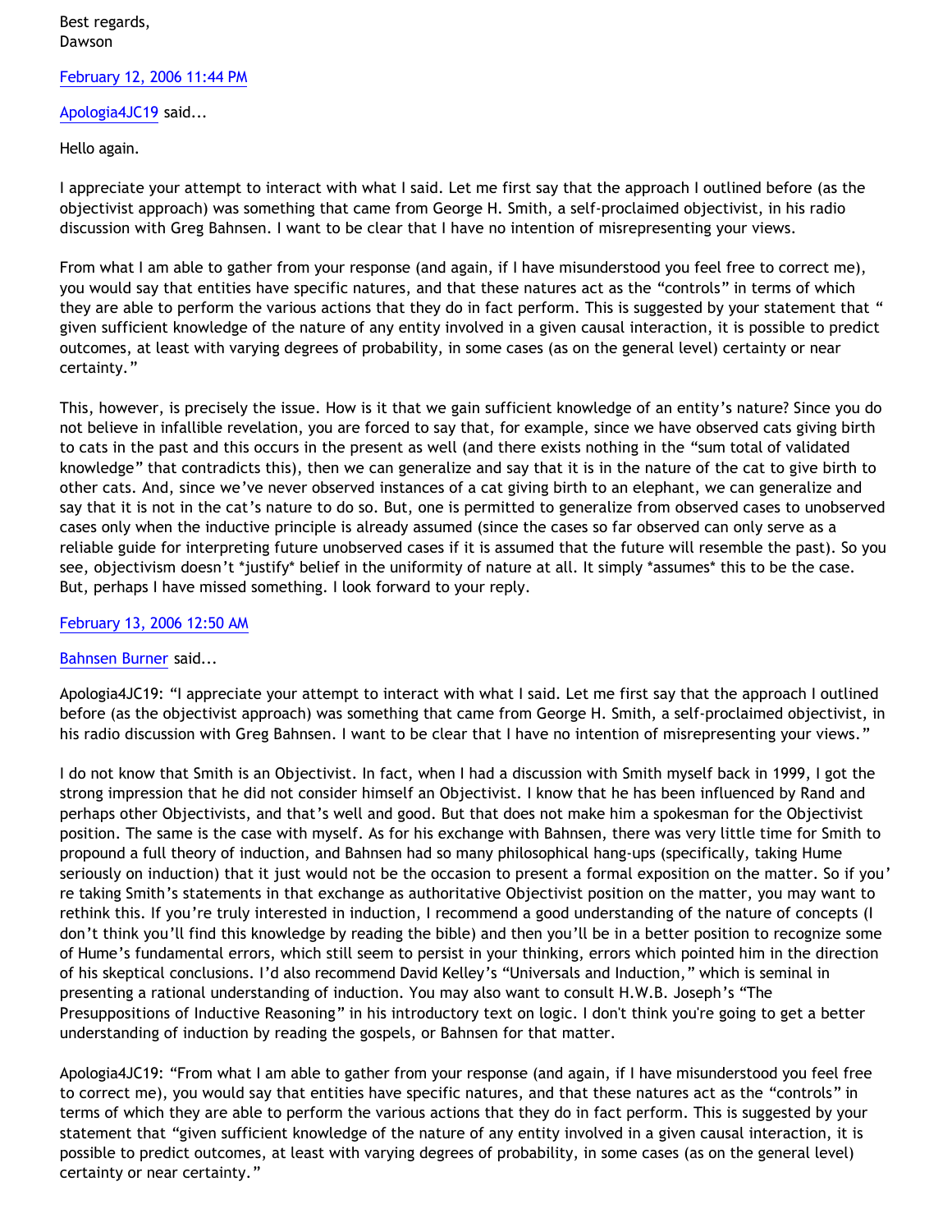Best regards,
Dawson

February 12, 2006 11:44 PM

Apologia4JC19 said...

Hello again.

I appreciate your attempt to interact with what I said. Let me first say that the approach I outlined before (as the objectivist approach) was something that came from George H. Smith, a self-proclaimed objectivist, in his radio discussion with Greg Bahnsen. I want to be clear that I have no intention of misrepresenting your views.

From what I am able to gather from your response (and again, if I have misunderstood you feel free to correct me), you would say that entities have specific natures, and that these natures act as the "controls" in terms of which they are able to perform the various actions that they do in fact perform. This is suggested by your statement that " given sufficient knowledge of the nature of any entity involved in a given causal interaction, it is possible to predict outcomes, at least with varying degrees of probability, in some cases (as on the general level) certainty or near certainty."

This, however, is precisely the issue. How is it that we gain sufficient knowledge of an entity's nature? Since you do not believe in infallible revelation, you are forced to say that, for example, since we have observed cats giving birth to cats in the past and this occurs in the present as well (and there exists nothing in the "sum total of validated knowledge" that contradicts this), then we can generalize and say that it is in the nature of the cat to give birth to other cats. And, since we've never observed instances of a cat giving birth to an elephant, we can generalize and say that it is not in the cat's nature to do so. But, one is permitted to generalize from observed cases to unobserved cases only when the inductive principle is already assumed (since the cases so far observed can only serve as a reliable guide for interpreting future unobserved cases if it is assumed that the future will resemble the past). So you see, objectivism doesn't *justify* belief in the uniformity of nature at all. It simply *assumes* this to be the case. But, perhaps I have missed something. I look forward to your reply.

February 13, 2006 12:50 AM

Bahnsen Burner said...

Apologia4JC19: "I appreciate your attempt to interact with what I said. Let me first say that the approach I outlined before (as the objectivist approach) was something that came from George H. Smith, a self-proclaimed objectivist, in his radio discussion with Greg Bahnsen. I want to be clear that I have no intention of misrepresenting your views."

I do not know that Smith is an Objectivist. In fact, when I had a discussion with Smith myself back in 1999, I got the strong impression that he did not consider himself an Objectivist. I know that he has been influenced by Rand and perhaps other Objectivists, and that's well and good. But that does not make him a spokesman for the Objectivist position. The same is the case with myself. As for his exchange with Bahnsen, there was very little time for Smith to propound a full theory of induction, and Bahnsen had so many philosophical hang-ups (specifically, taking Hume seriously on induction) that it just would not be the occasion to present a formal exposition on the matter. So if you're taking Smith's statements in that exchange as authoritative Objectivist position on the matter, you may want to rethink this. If you're truly interested in induction, I recommend a good understanding of the nature of concepts (I don't think you'll find this knowledge by reading the bible) and then you'll be in a better position to recognize some of Hume's fundamental errors, which still seem to persist in your thinking, errors which pointed him in the direction of his skeptical conclusions. I'd also recommend David Kelley's "Universals and Induction," which is seminal in presenting a rational understanding of induction. You may also want to consult H.W.B. Joseph's "The Presuppositions of Inductive Reasoning" in his introductory text on logic. I don't think you're going to get a better understanding of induction by reading the gospels, or Bahnsen for that matter.

Apologia4JC19: "From what I am able to gather from your response (and again, if I have misunderstood you feel free to correct me), you would say that entities have specific natures, and that these natures act as the "controls" in terms of which they are able to perform the various actions that they do in fact perform. This is suggested by your statement that "given sufficient knowledge of the nature of any entity involved in a given causal interaction, it is possible to predict outcomes, at least with varying degrees of probability, in some cases (as on the general level) certainty or near certainty."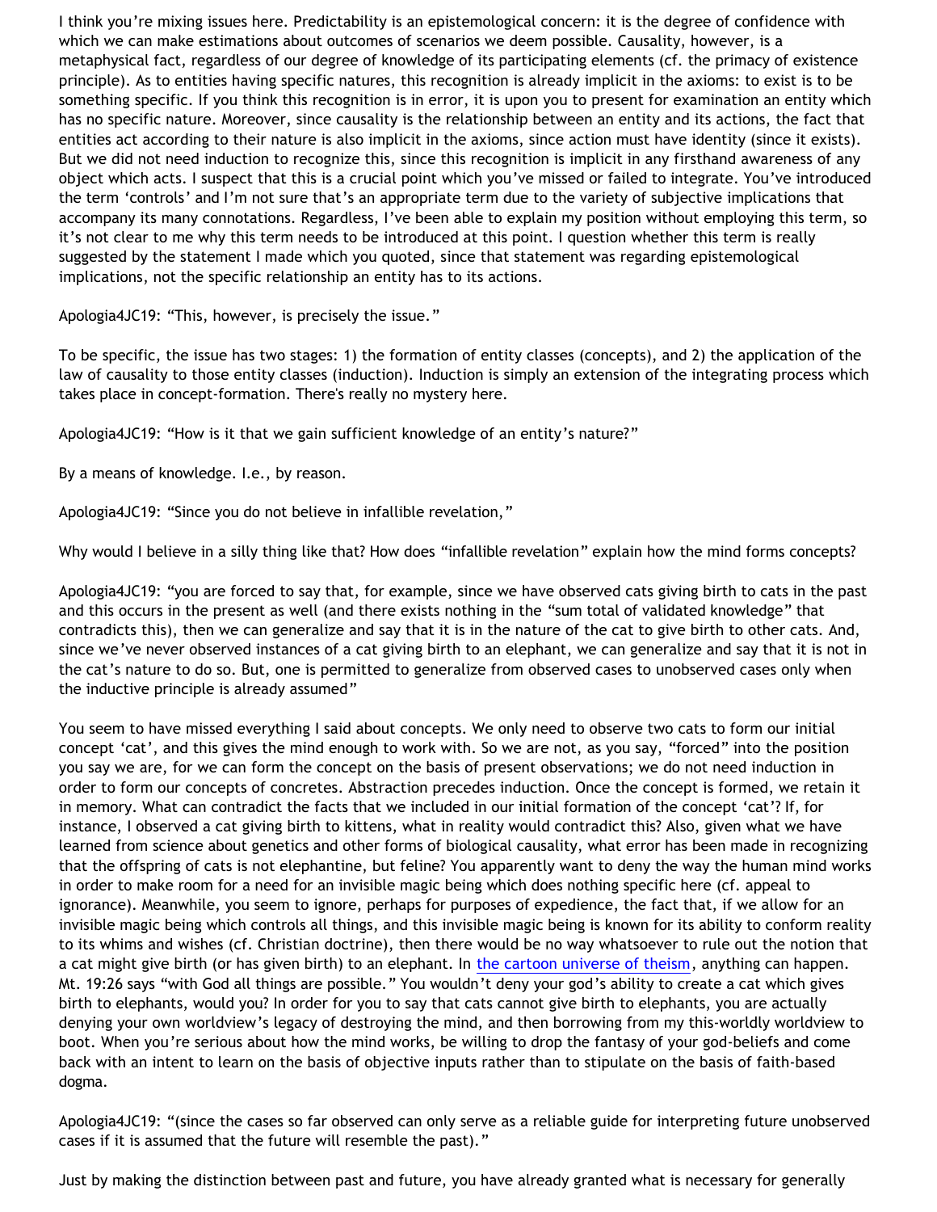I think you're mixing issues here. Predictability is an epistemological concern: it is the degree of confidence with which we can make estimations about outcomes of scenarios we deem possible. Causality, however, is a metaphysical fact, regardless of our degree of knowledge of its participating elements (cf. the primacy of existence principle). As to entities having specific natures, this recognition is already implicit in the axioms: to exist is to be something specific. If you think this recognition is in error, it is upon you to present for examination an entity which has no specific nature. Moreover, since causality is the relationship between an entity and its actions, the fact that entities act according to their nature is also implicit in the axioms, since action must have identity (since it exists). But we did not need induction to recognize this, since this recognition is implicit in any firsthand awareness of any object which acts. I suspect that this is a crucial point which you've missed or failed to integrate. You've introduced the term 'controls' and I'm not sure that's an appropriate term due to the variety of subjective implications that accompany its many connotations. Regardless, I've been able to explain my position without employing this term, so it's not clear to me why this term needs to be introduced at this point. I question whether this term is really suggested by the statement I made which you quoted, since that statement was regarding epistemological implications, not the specific relationship an entity has to its actions.

Apologia4JC19: "This, however, is precisely the issue."

To be specific, the issue has two stages: 1) the formation of entity classes (concepts), and 2) the application of the law of causality to those entity classes (induction). Induction is simply an extension of the integrating process which takes place in concept-formation. There's really no mystery here.

Apologia4JC19: "How is it that we gain sufficient knowledge of an entity's nature?"

By a means of knowledge. I.e., by reason.

Apologia4JC19: "Since you do not believe in infallible revelation,"

Why would I believe in a silly thing like that? How does "infallible revelation" explain how the mind forms concepts?

Apologia4JC19: "you are forced to say that, for example, since we have observed cats giving birth to cats in the past and this occurs in the present as well (and there exists nothing in the "sum total of validated knowledge" that contradicts this), then we can generalize and say that it is in the nature of the cat to give birth to other cats. And, since we've never observed instances of a cat giving birth to an elephant, we can generalize and say that it is not in the cat's nature to do so. But, one is permitted to generalize from observed cases to unobserved cases only when the inductive principle is already assumed"

You seem to have missed everything I said about concepts. We only need to observe two cats to form our initial concept 'cat', and this gives the mind enough to work with. So we are not, as you say, "forced" into the position you say we are, for we can form the concept on the basis of present observations; we do not need induction in order to form our concepts of concretes. Abstraction precedes induction. Once the concept is formed, we retain it in memory. What can contradict the facts that we included in our initial formation of the concept 'cat'? If, for instance, I observed a cat giving birth to kittens, what in reality would contradict this? Also, given what we have learned from science about genetics and other forms of biological causality, what error has been made in recognizing that the offspring of cats is not elephantine, but feline? You apparently want to deny the way the human mind works in order to make room for a need for an invisible magic being which does nothing specific here (cf. appeal to ignorance). Meanwhile, you seem to ignore, perhaps for purposes of expedience, the fact that, if we allow for an invisible magic being which controls all things, and this invisible magic being is known for its ability to conform reality to its whims and wishes (cf. Christian doctrine), then there would be no way whatsoever to rule out the notion that a cat might give birth (or has given birth) to an elephant. In the cartoon universe of theism, anything can happen. Mt. 19:26 says "with God all things are possible." You wouldn't deny your god's ability to create a cat which gives birth to elephants, would you? In order for you to say that cats cannot give birth to elephants, you are actually denying your own worldview's legacy of destroying the mind, and then borrowing from my this-worldly worldview to boot. When you're serious about how the mind works, be willing to drop the fantasy of your god-beliefs and come back with an intent to learn on the basis of objective inputs rather than to stipulate on the basis of faith-based dogma.

Apologia4JC19: "(since the cases so far observed can only serve as a reliable guide for interpreting future unobserved cases if it is assumed that the future will resemble the past)."

Just by making the distinction between past and future, you have already granted what is necessary for generally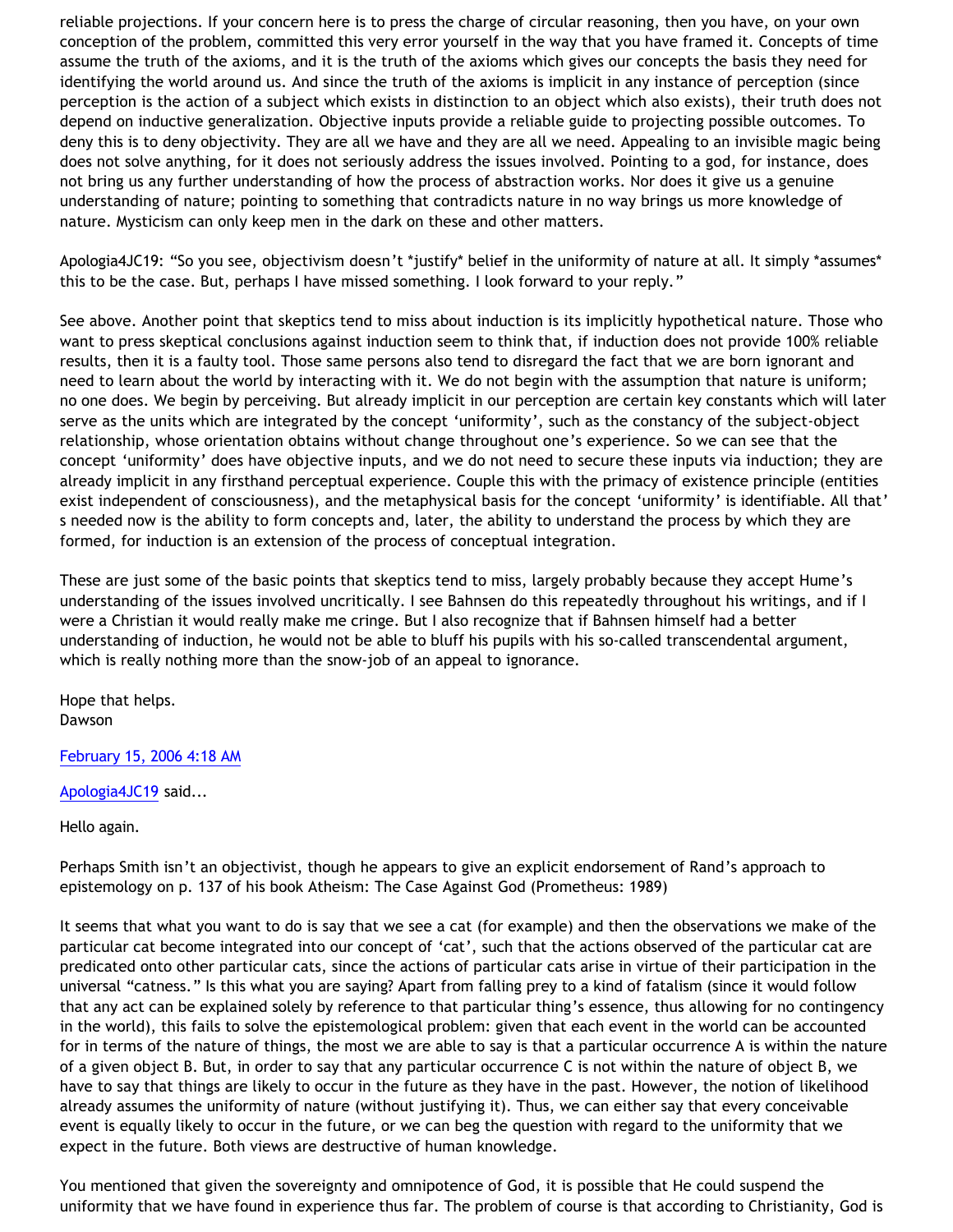reliable projections. If your concern here is to press the charge of circular reasoning, then you have, on your own conception of the problem, committed this very error yourself in the way that you have framed it. Concepts of time assume the truth of the axioms, and it is the truth of the axioms which gives our concepts the basis they need for identifying the world around us. And since the truth of the axioms is implicit in any instance of perception (since perception is the action of a subject which exists in distinction to an object which also exists), their truth does not depend on inductive generalization. Objective inputs provide a reliable guide to projecting possible outcomes. To deny this is to deny objectivity. They are all we have and they are all we need. Appealing to an invisible magic being does not solve anything, for it does not seriously address the issues involved. Pointing to a god, for instance, does not bring us any further understanding of how the process of abstraction works. Nor does it give us a genuine understanding of nature; pointing to something that contradicts nature in no way brings us more knowledge of nature. Mysticism can only keep men in the dark on these and other matters.

Apologia4JC19: "So you see, objectivism doesn't *justify* belief in the uniformity of nature at all. It simply *assumes* this to be the case. But, perhaps I have missed something. I look forward to your reply."

See above. Another point that skeptics tend to miss about induction is its implicitly hypothetical nature. Those who want to press skeptical conclusions against induction seem to think that, if induction does not provide 100% reliable results, then it is a faulty tool. Those same persons also tend to disregard the fact that we are born ignorant and need to learn about the world by interacting with it. We do not begin with the assumption that nature is uniform; no one does. We begin by perceiving. But already implicit in our perception are certain key constants which will later serve as the units which are integrated by the concept 'uniformity', such as the constancy of the subject-object relationship, whose orientation obtains without change throughout one's experience. So we can see that the concept 'uniformity' does have objective inputs, and we do not need to secure these inputs via induction; they are already implicit in any firsthand perceptual experience. Couple this with the primacy of existence principle (entities exist independent of consciousness), and the metaphysical basis for the concept 'uniformity' is identifiable. All that's needed now is the ability to form concepts and, later, the ability to understand the process by which they are formed, for induction is an extension of the process of conceptual integration.

These are just some of the basic points that skeptics tend to miss, largely probably because they accept Hume's understanding of the issues involved uncritically. I see Bahnsen do this repeatedly throughout his writings, and if I were a Christian it would really make me cringe. But I also recognize that if Bahnsen himself had a better understanding of induction, he would not be able to bluff his pupils with his so-called transcendental argument, which is really nothing more than the snow-job of an appeal to ignorance.

Hope that helps.
Dawson

February 15, 2006 4:18 AM

Apologia4JC19 said...

Hello again.

Perhaps Smith isn't an objectivist, though he appears to give an explicit endorsement of Rand's approach to epistemology on p. 137 of his book Atheism: The Case Against God (Prometheus: 1989)

It seems that what you want to do is say that we see a cat (for example) and then the observations we make of the particular cat become integrated into our concept of 'cat', such that the actions observed of the particular cat are predicated onto other particular cats, since the actions of particular cats arise in virtue of their participation in the universal "catness." Is this what you are saying? Apart from falling prey to a kind of fatalism (since it would follow that any act can be explained solely by reference to that particular thing's essence, thus allowing for no contingency in the world), this fails to solve the epistemological problem: given that each event in the world can be accounted for in terms of the nature of things, the most we are able to say is that a particular occurrence A is within the nature of a given object B. But, in order to say that any particular occurrence C is not within the nature of object B, we have to say that things are likely to occur in the future as they have in the past. However, the notion of likelihood already assumes the uniformity of nature (without justifying it). Thus, we can either say that every conceivable event is equally likely to occur in the future, or we can beg the question with regard to the uniformity that we expect in the future. Both views are destructive of human knowledge.

You mentioned that given the sovereignty and omnipotence of God, it is possible that He could suspend the uniformity that we have found in experience thus far. The problem of course is that according to Christianity, God is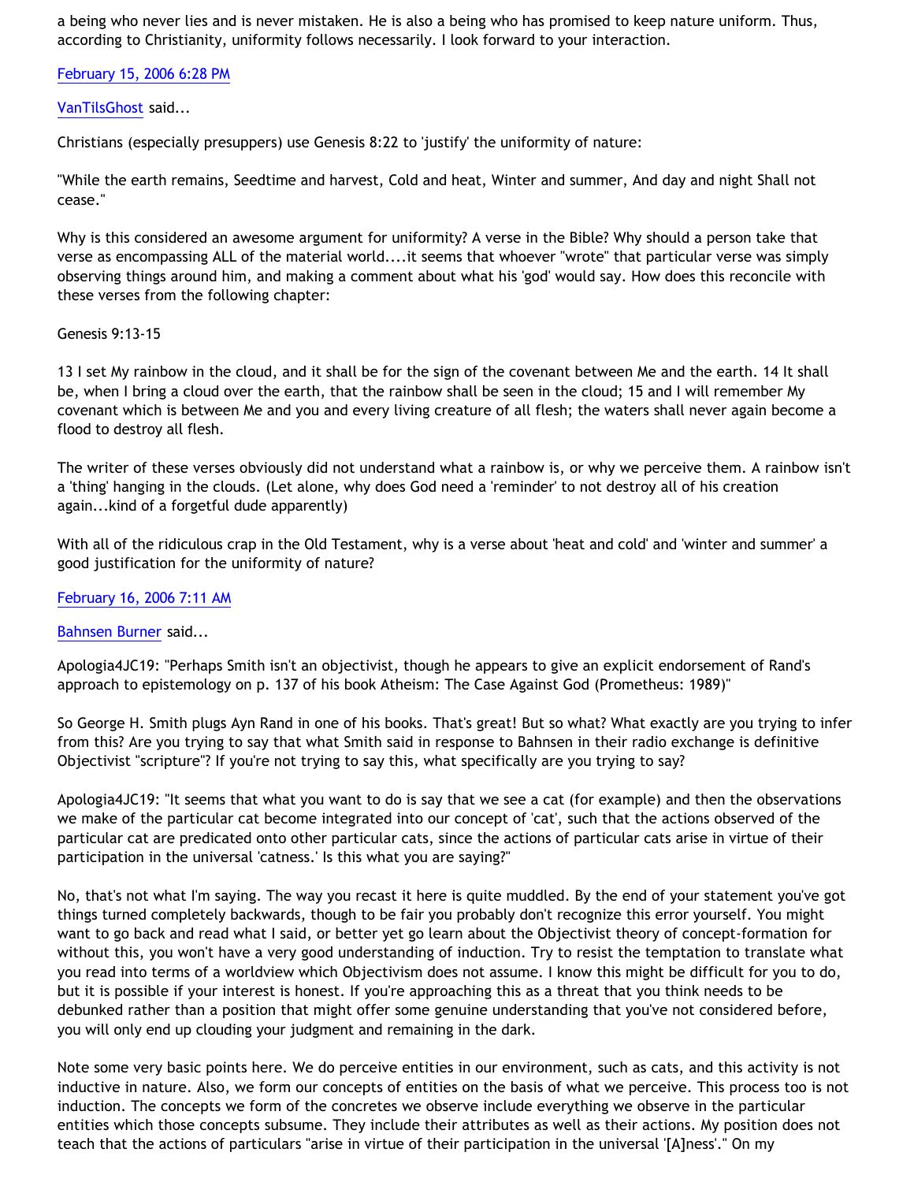a being who never lies and is never mistaken. He is also a being who has promised to keep nature uniform. Thus, according to Christianity, uniformity follows necessarily. I look forward to your interaction.

February 15, 2006 6:28 PM

VanTilsGhost said...

Christians (especially presuppers) use Genesis 8:22 to 'justify' the uniformity of nature:

"While the earth remains, Seedtime and harvest, Cold and heat, Winter and summer, And day and night Shall not cease."

Why is this considered an awesome argument for uniformity? A verse in the Bible? Why should a person take that verse as encompassing ALL of the material world....it seems that whoever "wrote" that particular verse was simply observing things around him, and making a comment about what his 'god' would say. How does this reconcile with these verses from the following chapter:

Genesis 9:13-15

13 I set My rainbow in the cloud, and it shall be for the sign of the covenant between Me and the earth. 14 It shall be, when I bring a cloud over the earth, that the rainbow shall be seen in the cloud; 15 and I will remember My covenant which is between Me and you and every living creature of all flesh; the waters shall never again become a flood to destroy all flesh.

The writer of these verses obviously did not understand what a rainbow is, or why we perceive them. A rainbow isn't a 'thing' hanging in the clouds. (Let alone, why does God need a 'reminder' to not destroy all of his creation again...kind of a forgetful dude apparently)

With all of the ridiculous crap in the Old Testament, why is a verse about 'heat and cold' and 'winter and summer' a good justification for the uniformity of nature?

February 16, 2006 7:11 AM

Bahnsen Burner said...

Apologia4JC19: "Perhaps Smith isn't an objectivist, though he appears to give an explicit endorsement of Rand's approach to epistemology on p. 137 of his book Atheism: The Case Against God (Prometheus: 1989)"

So George H. Smith plugs Ayn Rand in one of his books. That's great! But so what? What exactly are you trying to infer from this? Are you trying to say that what Smith said in response to Bahnsen in their radio exchange is definitive Objectivist "scripture"? If you're not trying to say this, what specifically are you trying to say?

Apologia4JC19: "It seems that what you want to do is say that we see a cat (for example) and then the observations we make of the particular cat become integrated into our concept of 'cat', such that the actions observed of the particular cat are predicated onto other particular cats, since the actions of particular cats arise in virtue of their participation in the universal 'catness.' Is this what you are saying?"

No, that's not what I'm saying. The way you recast it here is quite muddled. By the end of your statement you've got things turned completely backwards, though to be fair you probably don't recognize this error yourself. You might want to go back and read what I said, or better yet go learn about the Objectivist theory of concept-formation for without this, you won't have a very good understanding of induction. Try to resist the temptation to translate what you read into terms of a worldview which Objectivism does not assume. I know this might be difficult for you to do, but it is possible if your interest is honest. If you're approaching this as a threat that you think needs to be debunked rather than a position that might offer some genuine understanding that you've not considered before, you will only end up clouding your judgment and remaining in the dark.

Note some very basic points here. We do perceive entities in our environment, such as cats, and this activity is not inductive in nature. Also, we form our concepts of entities on the basis of what we perceive. This process too is not induction. The concepts we form of the concretes we observe include everything we observe in the particular entities which those concepts subsume. They include their attributes as well as their actions. My position does not teach that the actions of particulars "arise in virtue of their participation in the universal '[A]ness'." On my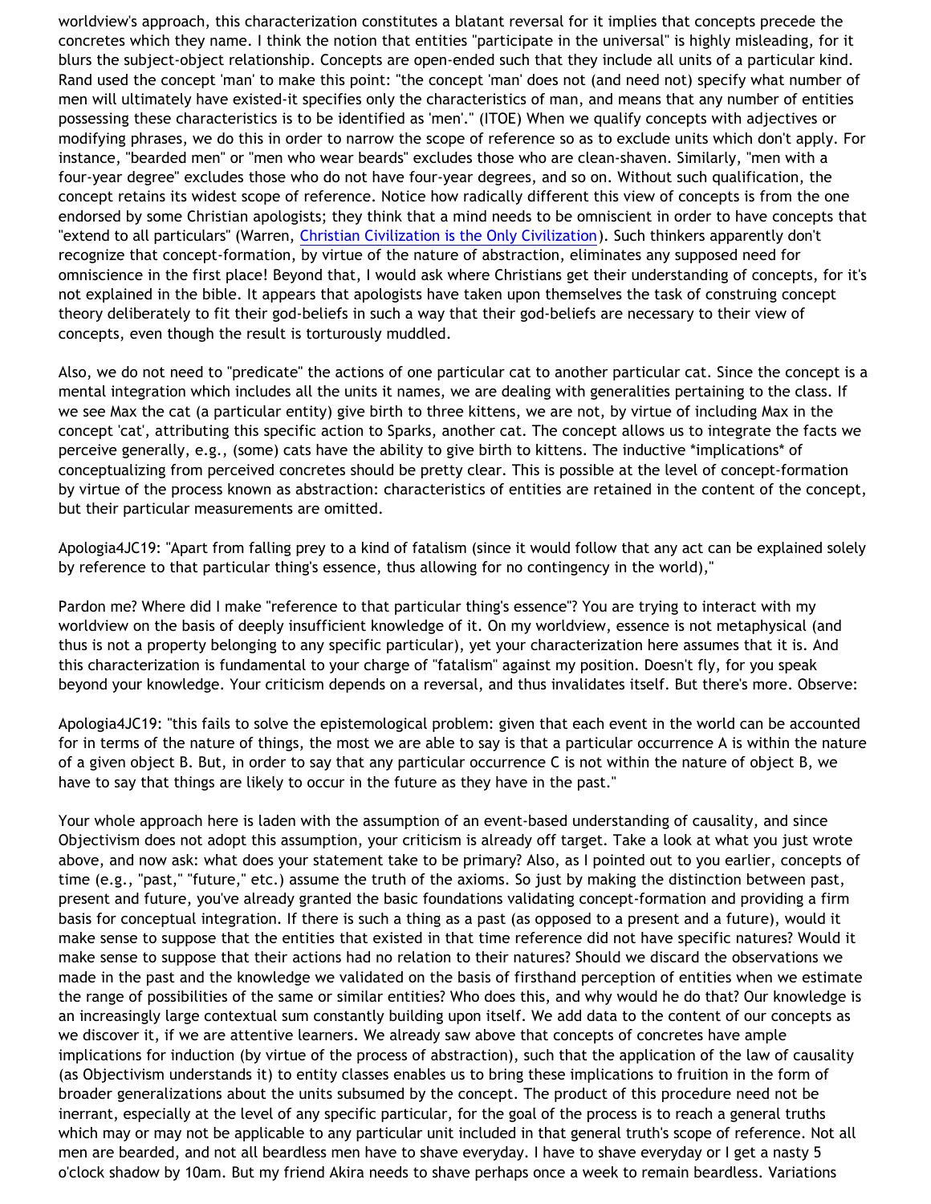worldview's approach, this characterization constitutes a blatant reversal for it implies that concepts precede the concretes which they name. I think the notion that entities "participate in the universal" is highly misleading, for it blurs the subject-object relationship. Concepts are open-ended such that they include all units of a particular kind. Rand used the concept 'man' to make this point: "the concept 'man' does not (and need not) specify what number of men will ultimately have existed-it specifies only the characteristics of man, and means that any number of entities possessing these characteristics is to be identified as 'men'." (ITOE) When we qualify concepts with adjectives or modifying phrases, we do this in order to narrow the scope of reference so as to exclude units which don't apply. For instance, "bearded men" or "men who wear beards" excludes those who are clean-shaven. Similarly, "men with a four-year degree" excludes those who do not have four-year degrees, and so on. Without such qualification, the concept retains its widest scope of reference. Notice how radically different this view of concepts is from the one endorsed by some Christian apologists; they think that a mind needs to be omniscient in order to have concepts that "extend to all particulars" (Warren, Christian Civilization is the Only Civilization). Such thinkers apparently don't recognize that concept-formation, by virtue of the nature of abstraction, eliminates any supposed need for omniscience in the first place! Beyond that, I would ask where Christians get their understanding of concepts, for it's not explained in the bible. It appears that apologists have taken upon themselves the task of construing concept theory deliberately to fit their god-beliefs in such a way that their god-beliefs are necessary to their view of concepts, even though the result is torturously muddled.

Also, we do not need to "predicate" the actions of one particular cat to another particular cat. Since the concept is a mental integration which includes all the units it names, we are dealing with generalities pertaining to the class. If we see Max the cat (a particular entity) give birth to three kittens, we are not, by virtue of including Max in the concept 'cat', attributing this specific action to Sparks, another cat. The concept allows us to integrate the facts we perceive generally, e.g., (some) cats have the ability to give birth to kittens. The inductive *implications* of conceptualizing from perceived concretes should be pretty clear. This is possible at the level of concept-formation by virtue of the process known as abstraction: characteristics of entities are retained in the content of the concept, but their particular measurements are omitted.

Apologia4JC19: "Apart from falling prey to a kind of fatalism (since it would follow that any act can be explained solely by reference to that particular thing's essence, thus allowing for no contingency in the world),"

Pardon me? Where did I make "reference to that particular thing's essence"? You are trying to interact with my worldview on the basis of deeply insufficient knowledge of it. On my worldview, essence is not metaphysical (and thus is not a property belonging to any specific particular), yet your characterization here assumes that it is. And this characterization is fundamental to your charge of "fatalism" against my position. Doesn't fly, for you speak beyond your knowledge. Your criticism depends on a reversal, and thus invalidates itself. But there's more. Observe:

Apologia4JC19: "this fails to solve the epistemological problem: given that each event in the world can be accounted for in terms of the nature of things, the most we are able to say is that a particular occurrence A is within the nature of a given object B. But, in order to say that any particular occurrence C is not within the nature of object B, we have to say that things are likely to occur in the future as they have in the past."

Your whole approach here is laden with the assumption of an event-based understanding of causality, and since Objectivism does not adopt this assumption, your criticism is already off target. Take a look at what you just wrote above, and now ask: what does your statement take to be primary? Also, as I pointed out to you earlier, concepts of time (e.g., "past," "future," etc.) assume the truth of the axioms. So just by making the distinction between past, present and future, you've already granted the basic foundations validating concept-formation and providing a firm basis for conceptual integration. If there is such a thing as a past (as opposed to a present and a future), would it make sense to suppose that the entities that existed in that time reference did not have specific natures? Would it make sense to suppose that their actions had no relation to their natures? Should we discard the observations we made in the past and the knowledge we validated on the basis of firsthand perception of entities when we estimate the range of possibilities of the same or similar entities? Who does this, and why would he do that? Our knowledge is an increasingly large contextual sum constantly building upon itself. We add data to the content of our concepts as we discover it, if we are attentive learners. We already saw above that concepts of concretes have ample implications for induction (by virtue of the process of abstraction), such that the application of the law of causality (as Objectivism understands it) to entity classes enables us to bring these implications to fruition in the form of broader generalizations about the units subsumed by the concept. The product of this procedure need not be inerrant, especially at the level of any specific particular, for the goal of the process is to reach a general truths which may or may not be applicable to any particular unit included in that general truth's scope of reference. Not all men are bearded, and not all beardless men have to shave everyday. I have to shave everyday or I get a nasty 5 o'clock shadow by 10am. But my friend Akira needs to shave perhaps once a week to remain beardless. Variations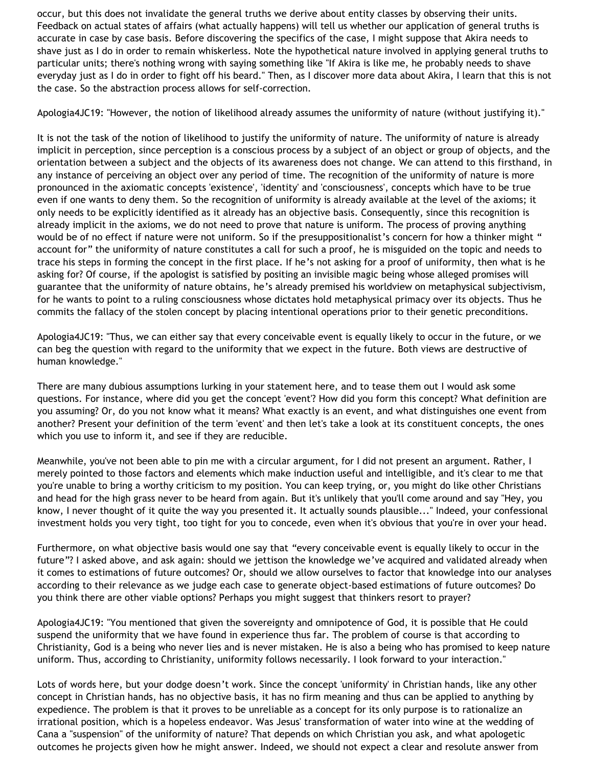occur, but this does not invalidate the general truths we derive about entity classes by observing their units. Feedback on actual states of affairs (what actually happens) will tell us whether our application of general truths is accurate in case by case basis. Before discovering the specifics of the case, I might suppose that Akira needs to shave just as I do in order to remain whiskerless. Note the hypothetical nature involved in applying general truths to particular units; there's nothing wrong with saying something like "If Akira is like me, he probably needs to shave everyday just as I do in order to fight off his beard." Then, as I discover more data about Akira, I learn that this is not the case. So the abstraction process allows for self-correction.

Apologia4JC19: "However, the notion of likelihood already assumes the uniformity of nature (without justifying it)."

It is not the task of the notion of likelihood to justify the uniformity of nature. The uniformity of nature is already implicit in perception, since perception is a conscious process by a subject of an object or group of objects, and the orientation between a subject and the objects of its awareness does not change. We can attend to this firsthand, in any instance of perceiving an object over any period of time. The recognition of the uniformity of nature is more pronounced in the axiomatic concepts 'existence', 'identity' and 'consciousness', concepts which have to be true even if one wants to deny them. So the recognition of uniformity is already available at the level of the axioms; it only needs to be explicitly identified as it already has an objective basis. Consequently, since this recognition is already implicit in the axioms, we do not need to prove that nature is uniform. The process of proving anything would be of no effect if nature were not uniform. So if the presuppositionalist's concern for how a thinker might " account for" the uniformity of nature constitutes a call for such a proof, he is misguided on the topic and needs to trace his steps in forming the concept in the first place. If he's not asking for a proof of uniformity, then what is he asking for? Of course, if the apologist is satisfied by positing an invisible magic being whose alleged promises will guarantee that the uniformity of nature obtains, he's already premised his worldview on metaphysical subjectivism, for he wants to point to a ruling consciousness whose dictates hold metaphysical primacy over its objects. Thus he commits the fallacy of the stolen concept by placing intentional operations prior to their genetic preconditions.

Apologia4JC19: "Thus, we can either say that every conceivable event is equally likely to occur in the future, or we can beg the question with regard to the uniformity that we expect in the future. Both views are destructive of human knowledge."

There are many dubious assumptions lurking in your statement here, and to tease them out I would ask some questions. For instance, where did you get the concept 'event'? How did you form this concept? What definition are you assuming? Or, do you not know what it means? What exactly is an event, and what distinguishes one event from another? Present your definition of the term 'event' and then let's take a look at its constituent concepts, the ones which you use to inform it, and see if they are reducible.

Meanwhile, you've not been able to pin me with a circular argument, for I did not present an argument. Rather, I merely pointed to those factors and elements which make induction useful and intelligible, and it's clear to me that you're unable to bring a worthy criticism to my position. You can keep trying, or, you might do like other Christians and head for the high grass never to be heard from again. But it's unlikely that you'll come around and say "Hey, you know, I never thought of it quite the way you presented it. It actually sounds plausible..." Indeed, your confessional investment holds you very tight, too tight for you to concede, even when it's obvious that you're in over your head.

Furthermore, on what objective basis would one say that "every conceivable event is equally likely to occur in the future"? I asked above, and ask again: should we jettison the knowledge we've acquired and validated already when it comes to estimations of future outcomes? Or, should we allow ourselves to factor that knowledge into our analyses according to their relevance as we judge each case to generate object-based estimations of future outcomes? Do you think there are other viable options? Perhaps you might suggest that thinkers resort to prayer?

Apologia4JC19: "You mentioned that given the sovereignty and omnipotence of God, it is possible that He could suspend the uniformity that we have found in experience thus far. The problem of course is that according to Christianity, God is a being who never lies and is never mistaken. He is also a being who has promised to keep nature uniform. Thus, according to Christianity, uniformity follows necessarily. I look forward to your interaction."

Lots of words here, but your dodge doesn't work. Since the concept 'uniformity' in Christian hands, like any other concept in Christian hands, has no objective basis, it has no firm meaning and thus can be applied to anything by expedience. The problem is that it proves to be unreliable as a concept for its only purpose is to rationalize an irrational position, which is a hopeless endeavor. Was Jesus' transformation of water into wine at the wedding of Cana a "suspension" of the uniformity of nature? That depends on which Christian you ask, and what apologetic outcomes he projects given how he might answer. Indeed, we should not expect a clear and resolute answer from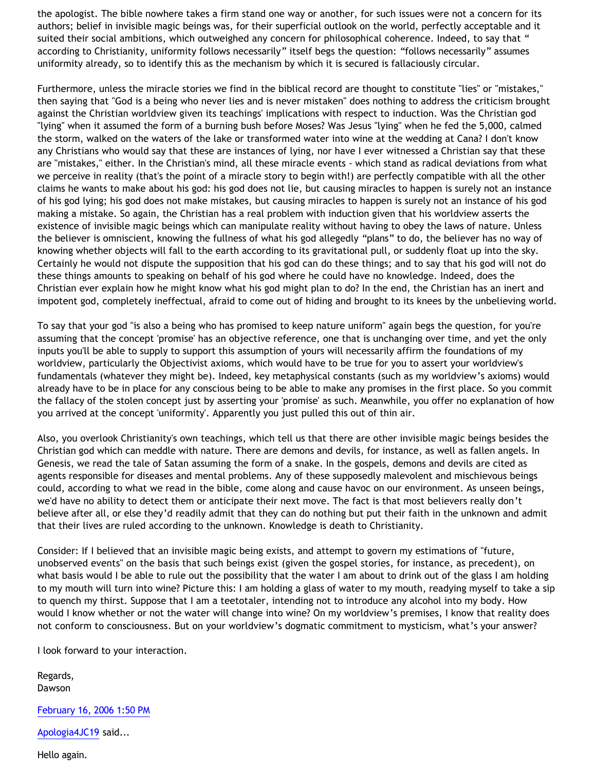the apologist. The bible nowhere takes a firm stand one way or another, for such issues were not a concern for its authors; belief in invisible magic beings was, for their superficial outlook on the world, perfectly acceptable and it suited their social ambitions, which outweighed any concern for philosophical coherence. Indeed, to say that " according to Christianity, uniformity follows necessarily" itself begs the question: "follows necessarily" assumes uniformity already, so to identify this as the mechanism by which it is secured is fallaciously circular.

Furthermore, unless the miracle stories we find in the biblical record are thought to constitute "lies" or "mistakes," then saying that "God is a being who never lies and is never mistaken" does nothing to address the criticism brought against the Christian worldview given its teachings' implications with respect to induction. Was the Christian god "lying" when it assumed the form of a burning bush before Moses? Was Jesus "lying" when he fed the 5,000, calmed the storm, walked on the waters of the lake or transformed water into wine at the wedding at Cana? I don't know any Christians who would say that these are instances of lying, nor have I ever witnessed a Christian say that these are "mistakes," either. In the Christian's mind, all these miracle events - which stand as radical deviations from what we perceive in reality (that's the point of a miracle story to begin with!) are perfectly compatible with all the other claims he wants to make about his god: his god does not lie, but causing miracles to happen is surely not an instance of his god lying; his god does not make mistakes, but causing miracles to happen is surely not an instance of his god making a mistake. So again, the Christian has a real problem with induction given that his worldview asserts the existence of invisible magic beings which can manipulate reality without having to obey the laws of nature. Unless the believer is omniscient, knowing the fullness of what his god allegedly "plans" to do, the believer has no way of knowing whether objects will fall to the earth according to its gravitational pull, or suddenly float up into the sky. Certainly he would not dispute the supposition that his god can do these things; and to say that his god will not do these things amounts to speaking on behalf of his god where he could have no knowledge. Indeed, does the Christian ever explain how he might know what his god might plan to do? In the end, the Christian has an inert and impotent god, completely ineffectual, afraid to come out of hiding and brought to its knees by the unbelieving world.

To say that your god "is also a being who has promised to keep nature uniform" again begs the question, for you're assuming that the concept 'promise' has an objective reference, one that is unchanging over time, and yet the only inputs you'll be able to supply to support this assumption of yours will necessarily affirm the foundations of my worldview, particularly the Objectivist axioms, which would have to be true for you to assert your worldview's fundamentals (whatever they might be). Indeed, key metaphysical constants (such as my worldview's axioms) would already have to be in place for any conscious being to be able to make any promises in the first place. So you commit the fallacy of the stolen concept just by asserting your 'promise' as such. Meanwhile, you offer no explanation of how you arrived at the concept 'uniformity'. Apparently you just pulled this out of thin air.

Also, you overlook Christianity's own teachings, which tell us that there are other invisible magic beings besides the Christian god which can meddle with nature. There are demons and devils, for instance, as well as fallen angels. In Genesis, we read the tale of Satan assuming the form of a snake. In the gospels, demons and devils are cited as agents responsible for diseases and mental problems. Any of these supposedly malevolent and mischievous beings could, according to what we read in the bible, come along and cause havoc on our environment. As unseen beings, we'd have no ability to detect them or anticipate their next move. The fact is that most believers really don't believe after all, or else they'd readily admit that they can do nothing but put their faith in the unknown and admit that their lives are ruled according to the unknown. Knowledge is death to Christianity.

Consider: If I believed that an invisible magic being exists, and attempt to govern my estimations of "future, unobserved events" on the basis that such beings exist (given the gospel stories, for instance, as precedent), on what basis would I be able to rule out the possibility that the water I am about to drink out of the glass I am holding to my mouth will turn into wine? Picture this: I am holding a glass of water to my mouth, readying myself to take a sip to quench my thirst. Suppose that I am a teetotaler, intending not to introduce any alcohol into my body. How would I know whether or not the water will change into wine? On my worldview's premises, I know that reality does not conform to consciousness. But on your worldview's dogmatic commitment to mysticism, what's your answer?

I look forward to your interaction.

Regards,
Dawson

February 16, 2006 1:50 PM

Apologia4JC19 said...

Hello again.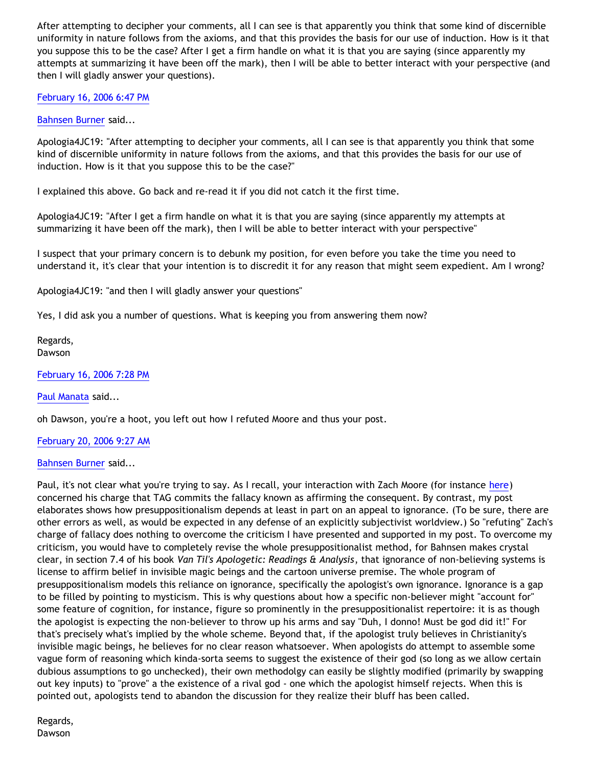After attempting to decipher your comments, all I can see is that apparently you think that some kind of discernible uniformity in nature follows from the axioms, and that this provides the basis for our use of induction. How is it that you suppose this to be the case? After I get a firm handle on what it is that you are saying (since apparently my attempts at summarizing it have been off the mark), then I will be able to better interact with your perspective (and then I will gladly answer your questions).

February 16, 2006 6:47 PM

Bahnsen Burner said...

Apologia4JC19: "After attempting to decipher your comments, all I can see is that apparently you think that some kind of discernible uniformity in nature follows from the axioms, and that this provides the basis for our use of induction. How is it that you suppose this to be the case?"

I explained this above. Go back and re-read it if you did not catch it the first time.

Apologia4JC19: "After I get a firm handle on what it is that you are saying (since apparently my attempts at summarizing it have been off the mark), then I will be able to better interact with your perspective"

I suspect that your primary concern is to debunk my position, for even before you take the time you need to understand it, it's clear that your intention is to discredit it for any reason that might seem expedient. Am I wrong?

Apologia4JC19: "and then I will gladly answer your questions"

Yes, I did ask you a number of questions. What is keeping you from answering them now?

Regards,
Dawson

February 16, 2006 7:28 PM

Paul Manata said...

oh Dawson, you're a hoot, you left out how I refuted Moore and thus your post.

February 20, 2006 9:27 AM

Bahnsen Burner said...

Paul, it's not clear what you're trying to say. As I recall, your interaction with Zach Moore (for instance here) concerned his charge that TAG commits the fallacy known as affirming the consequent. By contrast, my post elaborates shows how presuppositionalism depends at least in part on an appeal to ignorance. (To be sure, there are other errors as well, as would be expected in any defense of an explicitly subjectivist worldview.) So "refuting" Zach's charge of fallacy does nothing to overcome the criticism I have presented and supported in my post. To overcome my criticism, you would have to completely revise the whole presuppositionalist method, for Bahnsen makes crystal clear, in section 7.4 of his book *Van Til's Apologetic: Readings & Analysis*, that ignorance of non-believing systems is license to affirm belief in invisible magic beings and the cartoon universe premise. The whole program of presuppositionalism models this reliance on ignorance, specifically the apologist's own ignorance. Ignorance is a gap to be filled by pointing to mysticism. This is why questions about how a specific non-believer might "account for" some feature of cognition, for instance, figure so prominently in the presuppositionalist repertoire: it is as though the apologist is expecting the non-believer to throw up his arms and say "Duh, I donno! Must be god did it!" For that's precisely what's implied by the whole scheme. Beyond that, if the apologist truly believes in Christianity's invisible magic beings, he believes for no clear reason whatsoever. When apologists do attempt to assemble some vague form of reasoning which kinda-sorta seems to suggest the existence of their god (so long as we allow certain dubious assumptions to go unchecked), their own methodolgy can easily be slightly modified (primarily by swapping out key inputs) to "prove" a the existence of a rival god - one which the apologist himself rejects. When this is pointed out, apologists tend to abandon the discussion for they realize their bluff has been called.

Regards,
Dawson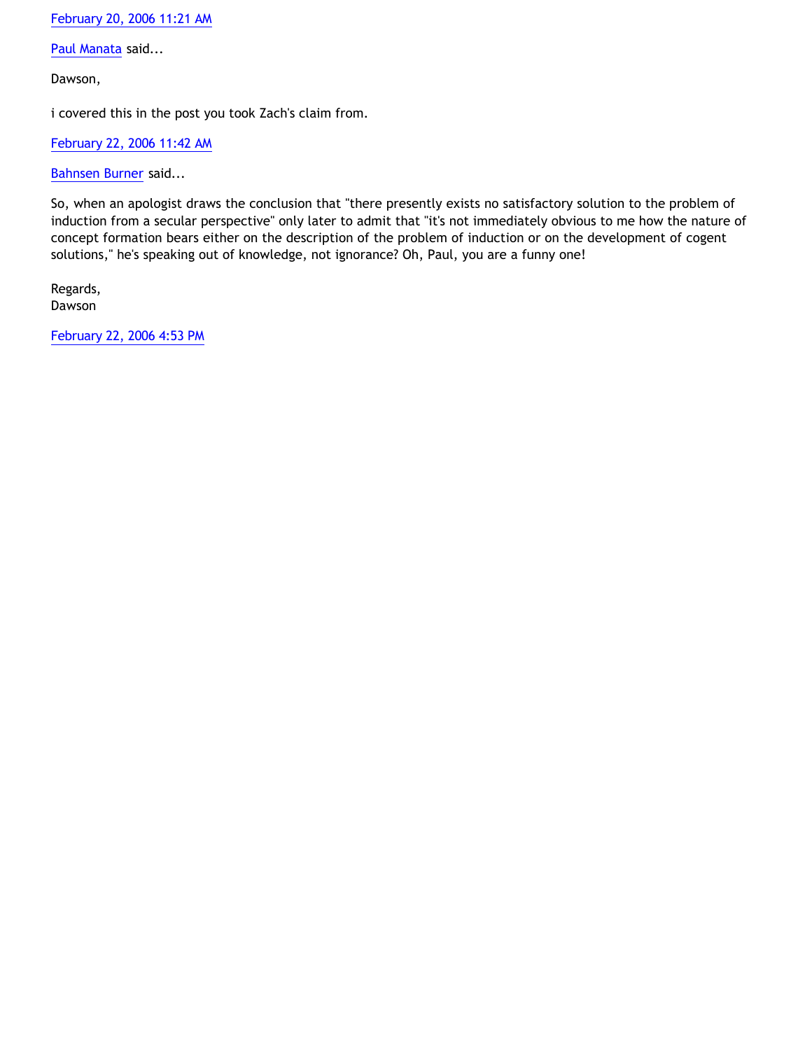February 20, 2006 11:21 AM

Paul Manata said...

Dawson,

i covered this in the post you took Zach's claim from.

February 22, 2006 11:42 AM

Bahnsen Burner said...

So, when an apologist draws the conclusion that "there presently exists no satisfactory solution to the problem of induction from a secular perspective" only later to admit that "it's not immediately obvious to me how the nature of concept formation bears either on the description of the problem of induction or on the development of cogent solutions," he's speaking out of knowledge, not ignorance? Oh, Paul, you are a funny one!

Regards,
Dawson

February 22, 2006 4:53 PM